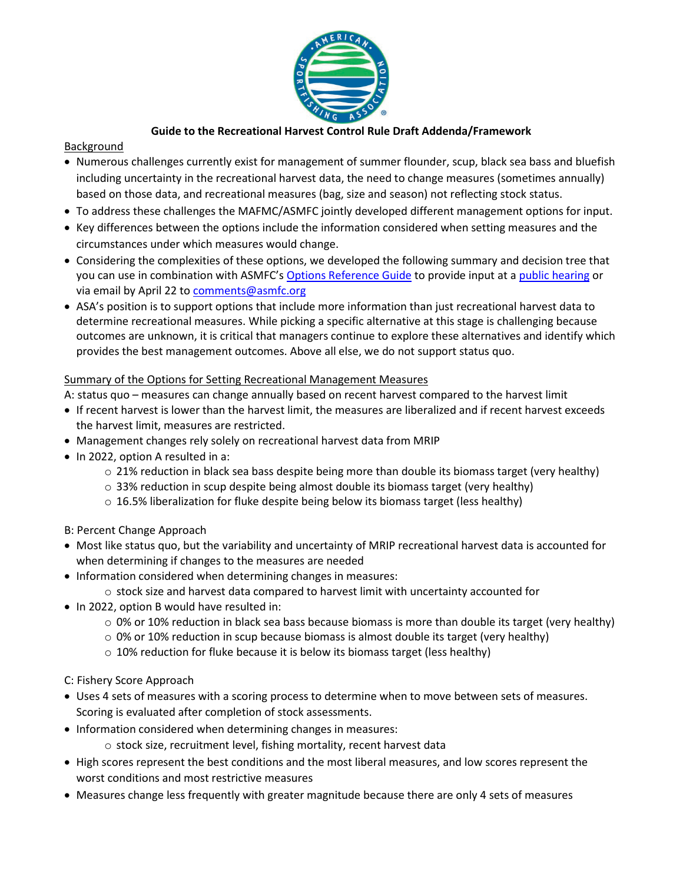# Guide to the Recreational Harvest Control Rule Draft Addenda/Framework

Background

- Numerous challenges currently exist for management of summer flounder, scup, black sea bass and bluefish including uncertainty in the recreational harvest data, the need to change measures (sometimes annually) based on those data, and recreational measures (bag, size and season) not reflecting stock status.
- To address these challenges the MAFMC/ASMFC jointly developed different management options for input.
- Key differences between the options include the information considered when setting measures and the circumstances under which measures would change.
- Considering the complexities of these options, we developed the following summary and decision tree that you can use in combination with ASMFC's Options Reference Guide to provide input at a public hearing or via email by April 22 to comments@asmfc.org
- ASA's position is to support options that include more information than just recreational harvest data to determine recreational measures. While picking a specific alternative at this stage is challenging because outcomes are unknown, it is critical that managers continue to explore these alternatives and identify which provides the best management outcomes. Above all else, we do not support status quo.

Summary of the Options for Setting Recreational Management Measures

A: status quo – measures can change annually based on recent harvest compared to the harvest limit

- If recent harvest is lower than the harvest limit, the measures are liberalized and if recent harvest exceeds the harvest limit, measures are restricted.
- Management changes rely solely on recreational harvest data from MRIP
- In 2022, option A resulted in a:
  - 21% reduction in black sea bass despite being more than double its biomass target (very healthy)
  - 33% reduction in scup despite being almost double its biomass target (very healthy)
  - 16.5% liberalization for fluke despite being below its biomass target (less healthy)

B: Percent Change Approach

- Most like status quo, but the variability and uncertainty of MRIP recreational harvest data is accounted for when determining if changes to the measures are needed
- Information considered when determining changes in measures:
  - stock size and harvest data compared to harvest limit with uncertainty accounted for
- In 2022, option B would have resulted in:
  - 0% or 10% reduction in black sea bass because biomass is more than double its target (very healthy)
  - 0% or 10% reduction in scup because biomass is almost double its target (very healthy)
  - 10% reduction for fluke because it is below its biomass target (less healthy)

C: Fishery Score Approach

- Uses 4 sets of measures with a scoring process to determine when to move between sets of measures. Scoring is evaluated after completion of stock assessments.
- Information considered when determining changes in measures:
  - stock size, recruitment level, fishing mortality, recent harvest data
- High scores represent the best conditions and the most liberal measures, and low scores represent the worst conditions and most restrictive measures
- Measures change less frequently with greater magnitude because there are only 4 sets of measures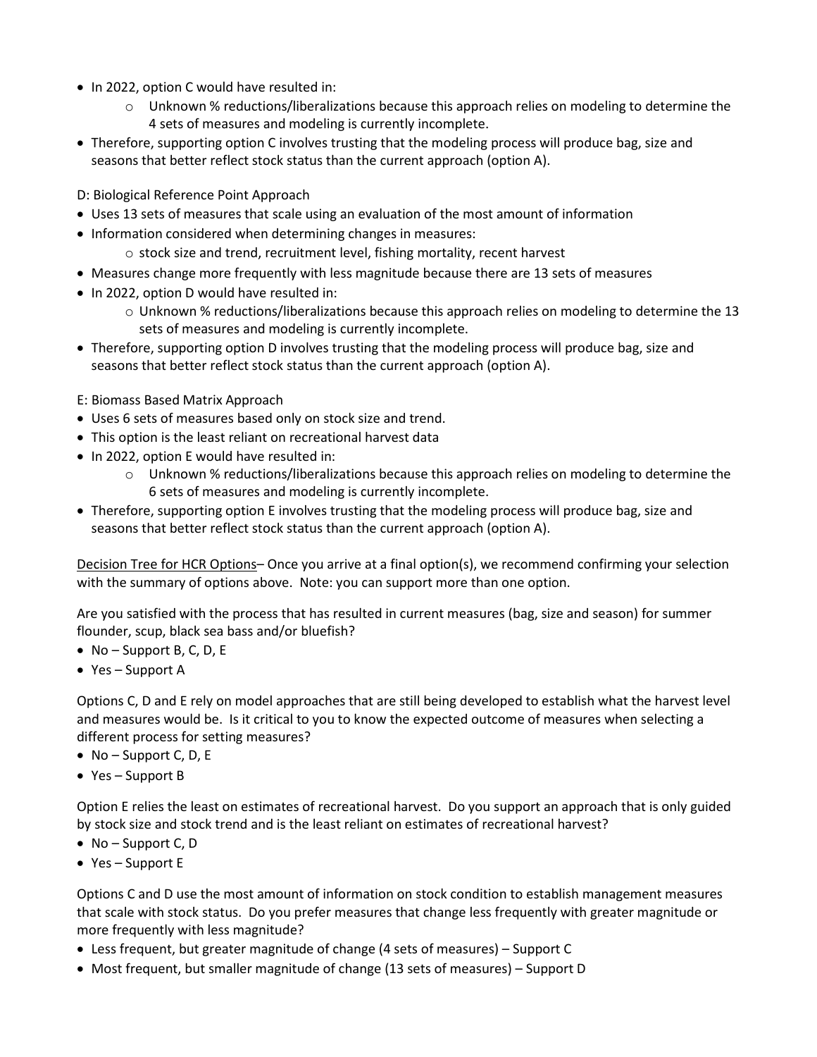- In 2022, option C would have resulted in:
  - Unknown % reductions/liberalizations because this approach relies on modeling to determine the 4 sets of measures and modeling is currently incomplete.
- Therefore, supporting option C involves trusting that the modeling process will produce bag, size and seasons that better reflect stock status than the current approach (option A).

D: Biological Reference Point Approach

- Uses 13 sets of measures that scale using an evaluation of the most amount of information
- Information considered when determining changes in measures:
  - stock size and trend, recruitment level, fishing mortality, recent harvest
- Measures change more frequently with less magnitude because there are 13 sets of measures
- In 2022, option D would have resulted in:
  - Unknown % reductions/liberalizations because this approach relies on modeling to determine the 13 sets of measures and modeling is currently incomplete.
- Therefore, supporting option D involves trusting that the modeling process will produce bag, size and seasons that better reflect stock status than the current approach (option A).

E: Biomass Based Matrix Approach

- Uses 6 sets of measures based only on stock size and trend.
- This option is the least reliant on recreational harvest data
- In 2022, option E would have resulted in:
  - Unknown % reductions/liberalizations because this approach relies on modeling to determine the 6 sets of measures and modeling is currently incomplete.
- Therefore, supporting option E involves trusting that the modeling process will produce bag, size and seasons that better reflect stock status than the current approach (option A).

<u>Decision Tree for HCR Options</u>– Once you arrive at a final option(s), we recommend confirming your selection with the summary of options above. Note: you can support more than one option.

Are you satisfied with the process that has resulted in current measures (bag, size and season) for summer flounder, scup, black sea bass and/or bluefish?

- No – Support B, C, D, E
- Yes – Support A

Options C, D and E rely on model approaches that are still being developed to establish what the harvest level and measures would be. Is it critical to you to know the expected outcome of measures when selecting a different process for setting measures?

- No – Support C, D, E
- Yes – Support B

Option E relies the least on estimates of recreational harvest. Do you support an approach that is only guided by stock size and stock trend and is the least reliant on estimates of recreational harvest?

- No – Support C, D
- Yes – Support E

Options C and D use the most amount of information on stock condition to establish management measures that scale with stock status. Do you prefer measures that change less frequently with greater magnitude or more frequently with less magnitude?

- Less frequent, but greater magnitude of change (4 sets of measures) – Support C
- Most frequent, but smaller magnitude of change (13 sets of measures) – Support D